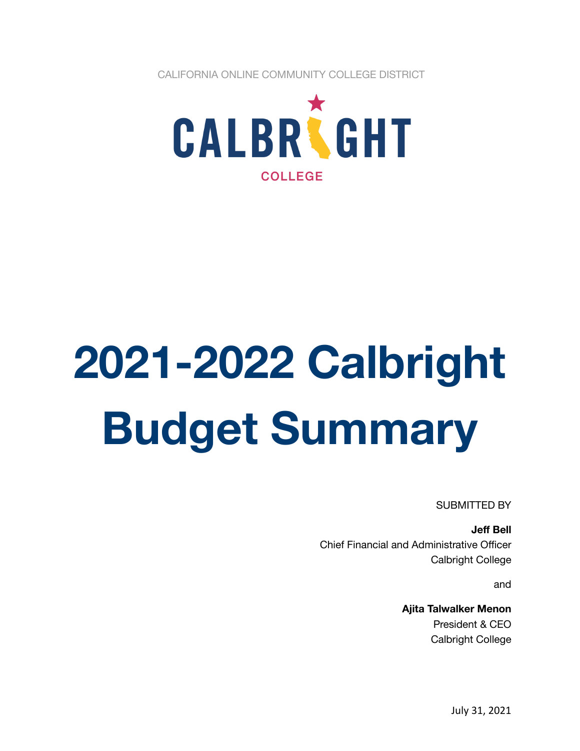CALIFORNIA ONLINE COMMUNITY COLLEGE DISTRICT

CALBRIGHT

COLLEGE

# 2021-2022 Calbright Budget Summary

SUBMITTED BY

**Jeff Bell**
Chief Financial and Administrative Officer
Calbright College

and

**Ajita Talwalker Menon**
President & CEO
Calbright College

July 31, 2021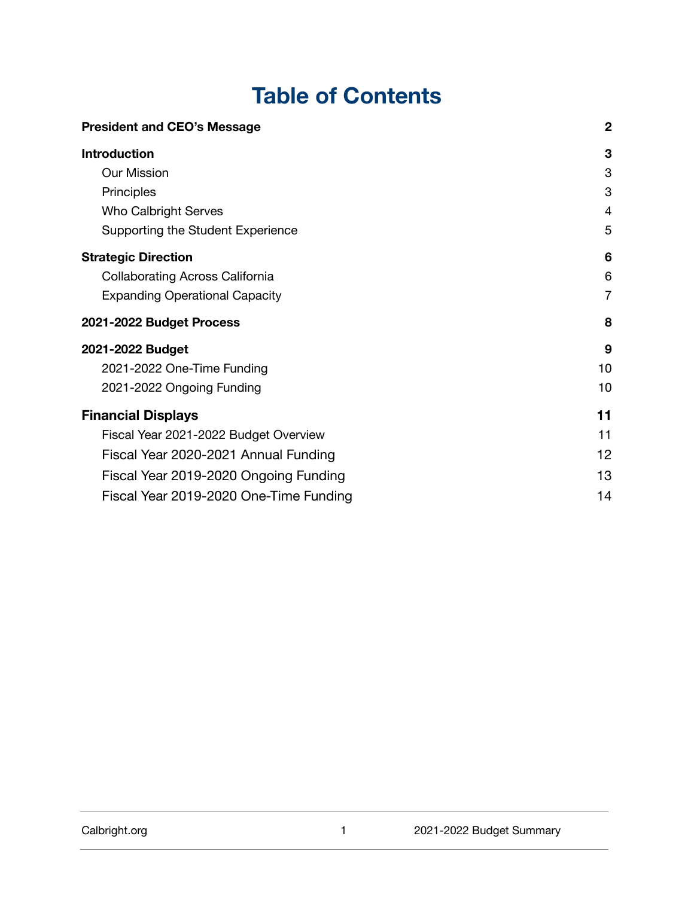# Table of Contents

| | |
|---|---|
| **President and CEO's Message** | **2** |
| **Introduction** | **3** |
| Our Mission | 3 |
| Principles | 3 |
| Who Calbright Serves | 4 |
| Supporting the Student Experience | 5 |
| **Strategic Direction** | **6** |
| Collaborating Across California | 6 |
| Expanding Operational Capacity | 7 |
| **2021-2022 Budget Process** | **8** |
| **2021-2022 Budget** | **9** |
| 2021-2022 One-Time Funding | 10 |
| 2021-2022 Ongoing Funding | 10 |
| **Financial Displays** | **11** |
| Fiscal Year 2021-2022 Budget Overview | 11 |
| Fiscal Year 2020-2021 Annual Funding | 12 |
| Fiscal Year 2019-2020 Ongoing Funding | 13 |
| Fiscal Year 2019-2020 One-Time Funding | 14 |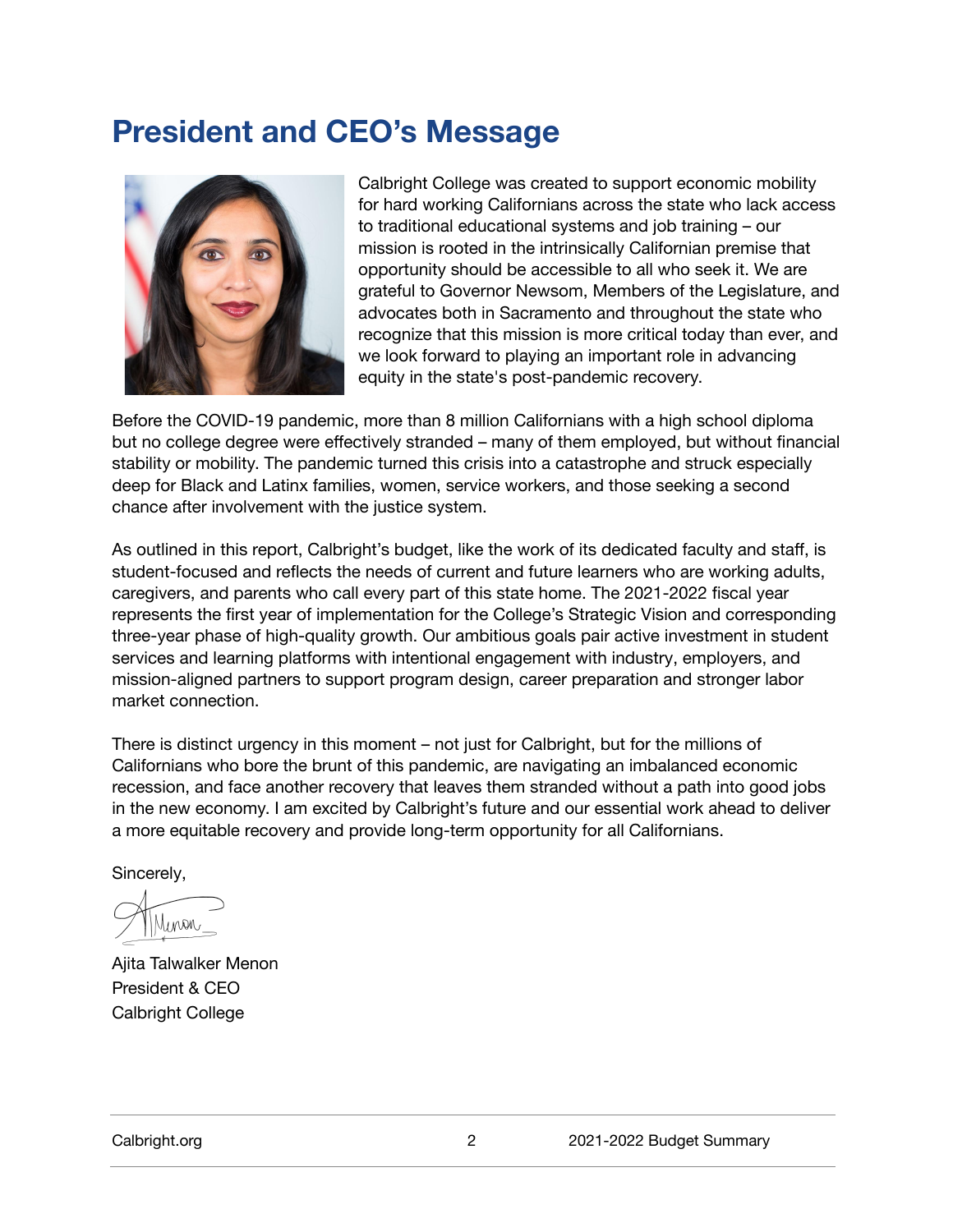# President and CEO's Message

Calbright College was created to support economic mobility for hard working Californians across the state who lack access to traditional educational systems and job training – our mission is rooted in the intrinsically Californian premise that opportunity should be accessible to all who seek it. We are grateful to Governor Newsom, Members of the Legislature, and advocates both in Sacramento and throughout the state who recognize that this mission is more critical today than ever, and we look forward to playing an important role in advancing equity in the state's post-pandemic recovery.

Before the COVID-19 pandemic, more than 8 million Californians with a high school diploma but no college degree were effectively stranded – many of them employed, but without financial stability or mobility. The pandemic turned this crisis into a catastrophe and struck especially deep for Black and Latinx families, women, service workers, and those seeking a second chance after involvement with the justice system.

As outlined in this report, Calbright's budget, like the work of its dedicated faculty and staff, is student-focused and reflects the needs of current and future learners who are working adults, caregivers, and parents who call every part of this state home. The 2021-2022 fiscal year represents the first year of implementation for the College's Strategic Vision and corresponding three-year phase of high-quality growth. Our ambitious goals pair active investment in student services and learning platforms with intentional engagement with industry, employers, and mission-aligned partners to support program design, career preparation and stronger labor market connection.

There is distinct urgency in this moment – not just for Calbright, but for the millions of Californians who bore the brunt of this pandemic, are navigating an imbalanced economic recession, and face another recovery that leaves them stranded without a path into good jobs in the new economy. I am excited by Calbright's future and our essential work ahead to deliver a more equitable recovery and provide long-term opportunity for all Californians.

Sincerely,

Ajita Talwalker Menon
President & CEO
Calbright College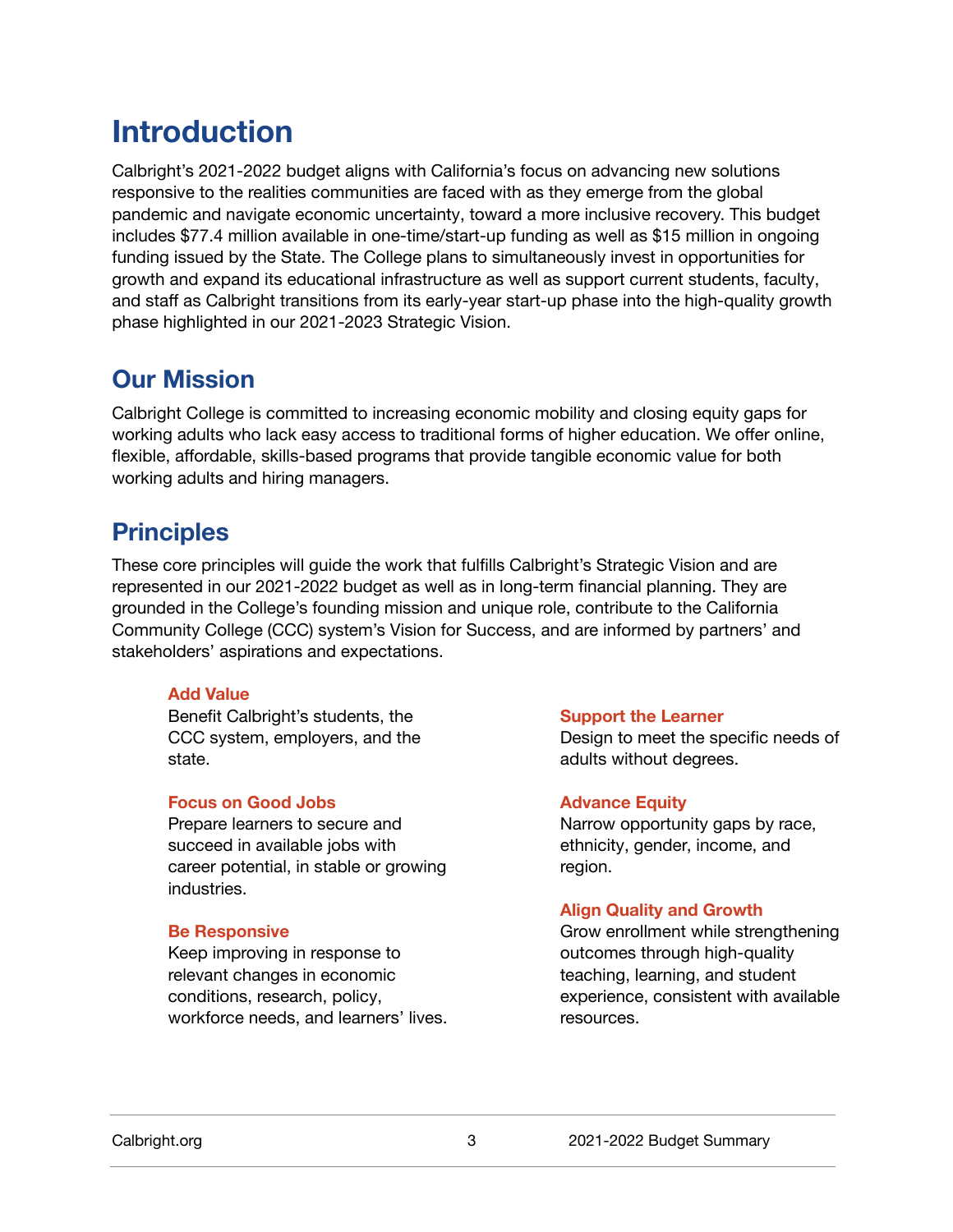# Introduction

Calbright's 2021-2022 budget aligns with California's focus on advancing new solutions responsive to the realities communities are faced with as they emerge from the global pandemic and navigate economic uncertainty, toward a more inclusive recovery. This budget includes $77.4 million available in one-time/start-up funding as well as $15 million in ongoing funding issued by the State. The College plans to simultaneously invest in opportunities for growth and expand its educational infrastructure as well as support current students, faculty, and staff as Calbright transitions from its early-year start-up phase into the high-quality growth phase highlighted in our 2021-2023 Strategic Vision.

## Our Mission

Calbright College is committed to increasing economic mobility and closing equity gaps for working adults who lack easy access to traditional forms of higher education. We offer online, flexible, affordable, skills-based programs that provide tangible economic value for both working adults and hiring managers.

## Principles

These core principles will guide the work that fulfills Calbright's Strategic Vision and are represented in our 2021-2022 budget as well as in long-term financial planning. They are grounded in the College's founding mission and unique role, contribute to the California Community College (CCC) system's Vision for Success, and are informed by partners' and stakeholders' aspirations and expectations.

**Add Value**
Benefit Calbright's students, the CCC system, employers, and the state.

**Focus on Good Jobs**
Prepare learners to secure and succeed in available jobs with career potential, in stable or growing industries.

**Be Responsive**
Keep improving in response to relevant changes in economic conditions, research, policy, workforce needs, and learners' lives.

**Support the Learner**
Design to meet the specific needs of adults without degrees.

**Advance Equity**
Narrow opportunity gaps by race, ethnicity, gender, income, and region.

**Align Quality and Growth**
Grow enrollment while strengthening outcomes through high-quality teaching, learning, and student experience, consistent with available resources.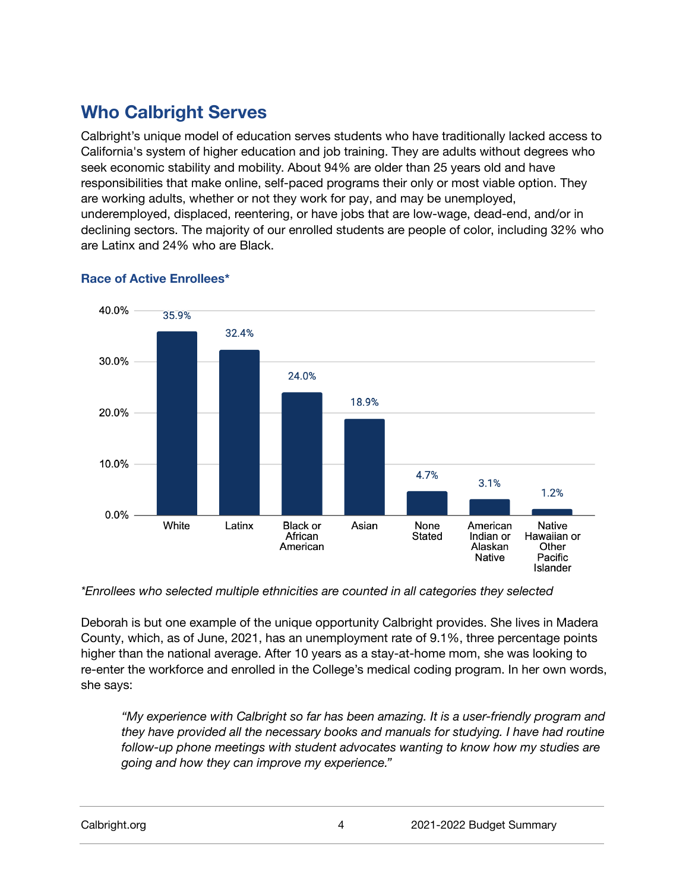## Who Calbright Serves

Calbright's unique model of education serves students who have traditionally lacked access to California's system of higher education and job training. They are adults without degrees who seek economic stability and mobility. About 94% are older than 25 years old and have responsibilities that make online, self-paced programs their only or most viable option. They are working adults, whether or not they work for pay, and may be unemployed, underemployed, displaced, reentering, or have jobs that are low-wage, dead-end, and/or in declining sectors. The majority of our enrolled students are people of color, including 32% who are Latinx and 24% who are Black.

### Race of Active Enrollees*

| Race | Percentage |
|---|---|
| White | 35.9% |
| Latinx | 32.4% |
| Black or African American | 24.0% |
| Asian | 18.9% |
| None Stated | 4.7% |
| American Indian or Alaskan Native | 3.1% |
| Native Hawaiian or Other Pacific Islander | 1.2% |

*\*Enrollees who selected multiple ethnicities are counted in all categories they selected*

Deborah is but one example of the unique opportunity Calbright provides. She lives in Madera County, which, as of June, 2021, has an unemployment rate of 9.1%, three percentage points higher than the national average. After 10 years as a stay-at-home mom, she was looking to re-enter the workforce and enrolled in the College's medical coding program. In her own words, she says:

> *"My experience with Calbright so far has been amazing. It is a user-friendly program and they have provided all the necessary books and manuals for studying. I have had routine follow-up phone meetings with student advocates wanting to know how my studies are going and how they can improve my experience."*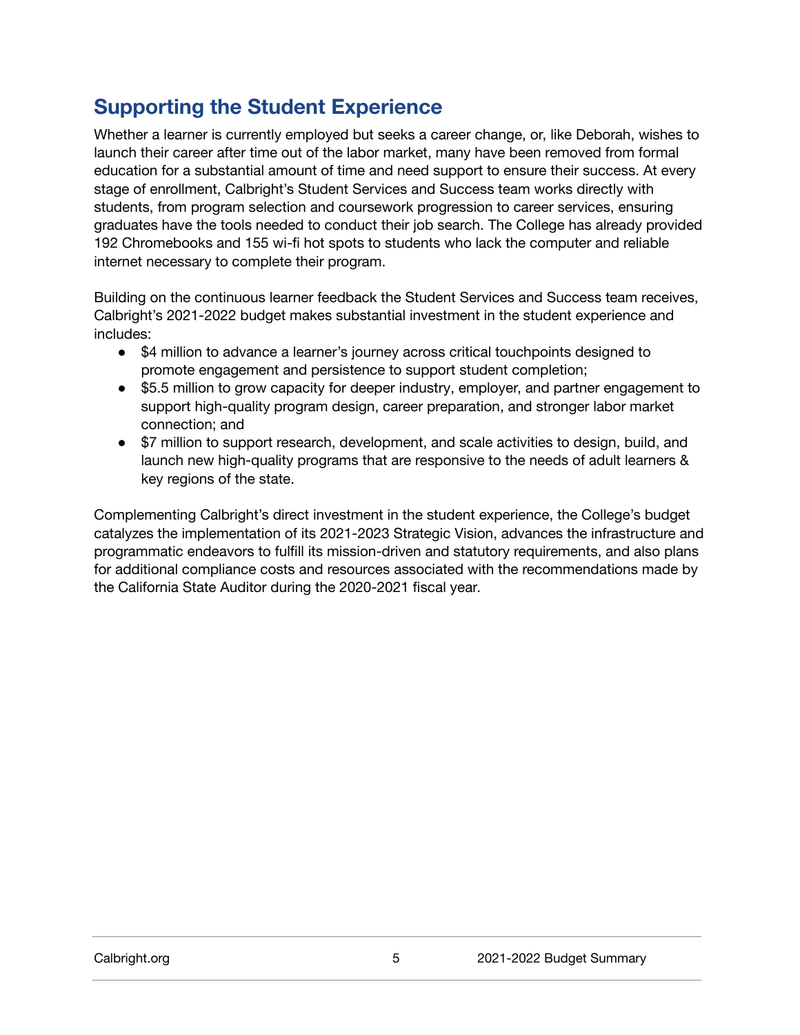## Supporting the Student Experience

Whether a learner is currently employed but seeks a career change, or, like Deborah, wishes to launch their career after time out of the labor market, many have been removed from formal education for a substantial amount of time and need support to ensure their success. At every stage of enrollment, Calbright's Student Services and Success team works directly with students, from program selection and coursework progression to career services, ensuring graduates have the tools needed to conduct their job search. The College has already provided 192 Chromebooks and 155 wi-fi hot spots to students who lack the computer and reliable internet necessary to complete their program.

Building on the continuous learner feedback the Student Services and Success team receives, Calbright's 2021-2022 budget makes substantial investment in the student experience and includes:

- $4 million to advance a learner's journey across critical touchpoints designed to promote engagement and persistence to support student completion;
- $5.5 million to grow capacity for deeper industry, employer, and partner engagement to support high-quality program design, career preparation, and stronger labor market connection; and
- $7 million to support research, development, and scale activities to design, build, and launch new high-quality programs that are responsive to the needs of adult learners & key regions of the state.

Complementing Calbright's direct investment in the student experience, the College's budget catalyzes the implementation of its 2021-2023 Strategic Vision, advances the infrastructure and programmatic endeavors to fulfill its mission-driven and statutory requirements, and also plans for additional compliance costs and resources associated with the recommendations made by the California State Auditor during the 2020-2021 fiscal year.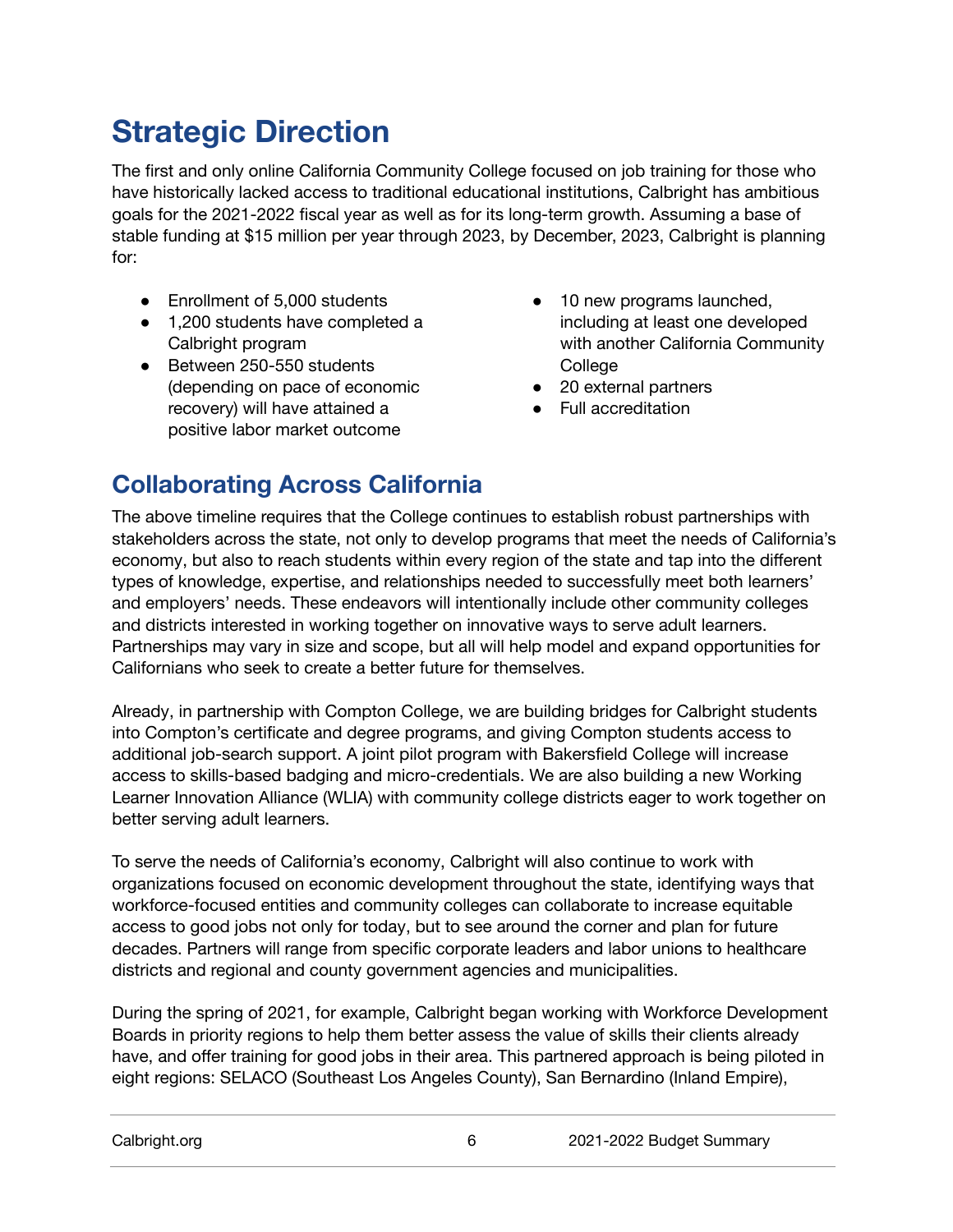# Strategic Direction

The first and only online California Community College focused on job training for those who have historically lacked access to traditional educational institutions, Calbright has ambitious goals for the 2021-2022 fiscal year as well as for its long-term growth. Assuming a base of stable funding at $15 million per year through 2023, by December, 2023, Calbright is planning for:

- Enrollment of 5,000 students
- 1,200 students have completed a Calbright program
- Between 250-550 students (depending on pace of economic recovery) will have attained a positive labor market outcome
- 10 new programs launched, including at least one developed with another California Community College
- 20 external partners
- Full accreditation

## Collaborating Across California

The above timeline requires that the College continues to establish robust partnerships with stakeholders across the state, not only to develop programs that meet the needs of California's economy, but also to reach students within every region of the state and tap into the different types of knowledge, expertise, and relationships needed to successfully meet both learners' and employers' needs. These endeavors will intentionally include other community colleges and districts interested in working together on innovative ways to serve adult learners. Partnerships may vary in size and scope, but all will help model and expand opportunities for Californians who seek to create a better future for themselves.

Already, in partnership with Compton College, we are building bridges for Calbright students into Compton's certificate and degree programs, and giving Compton students access to additional job-search support. A joint pilot program with Bakersfield College will increase access to skills-based badging and micro-credentials. We are also building a new Working Learner Innovation Alliance (WLIA) with community college districts eager to work together on better serving adult learners.

To serve the needs of California's economy, Calbright will also continue to work with organizations focused on economic development throughout the state, identifying ways that workforce-focused entities and community colleges can collaborate to increase equitable access to good jobs not only for today, but to see around the corner and plan for future decades. Partners will range from specific corporate leaders and labor unions to healthcare districts and regional and county government agencies and municipalities.

During the spring of 2021, for example, Calbright began working with Workforce Development Boards in priority regions to help them better assess the value of skills their clients already have, and offer training for good jobs in their area. This partnered approach is being piloted in eight regions: SELACO (Southeast Los Angeles County), San Bernardino (Inland Empire),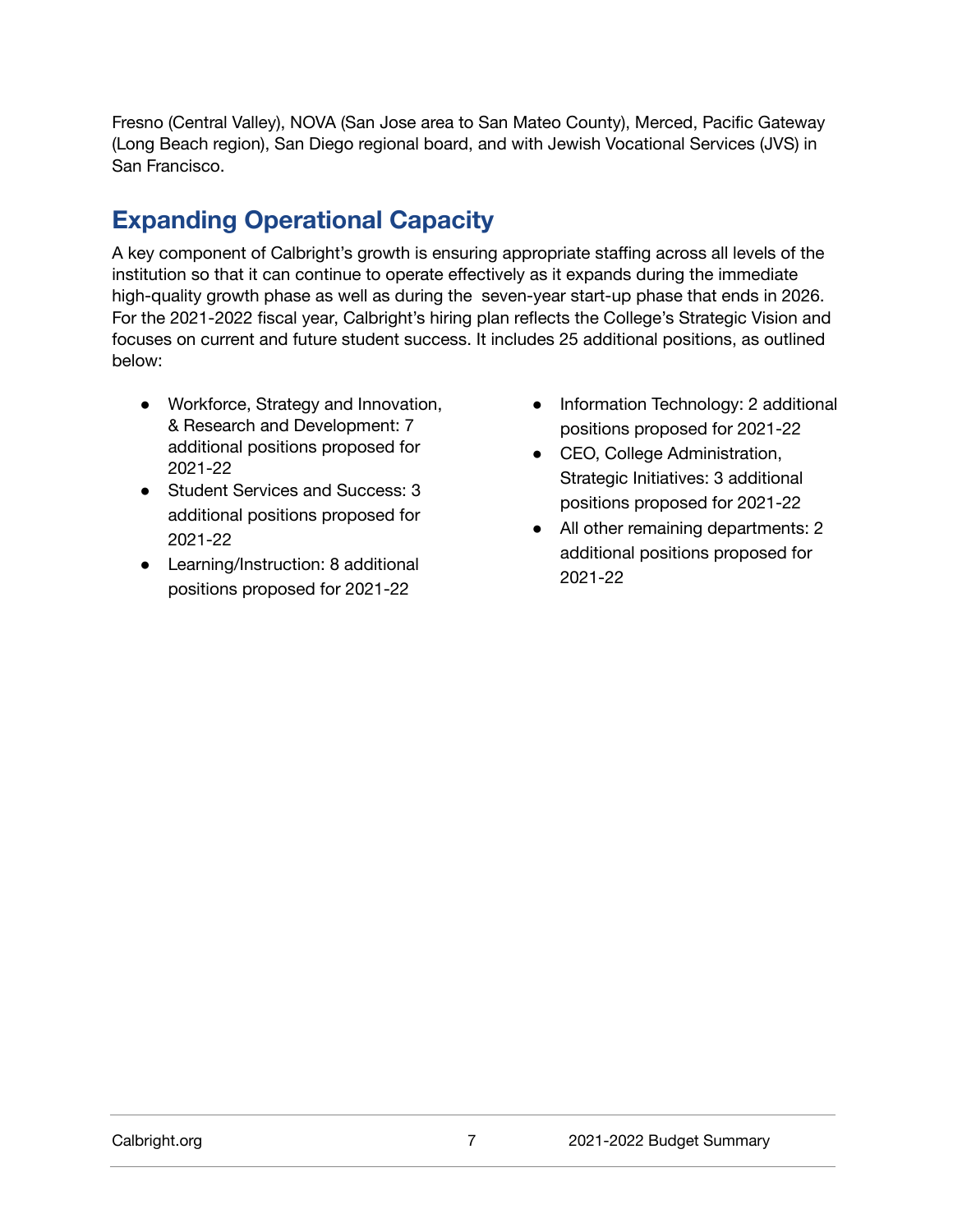Fresno (Central Valley), NOVA (San Jose area to San Mateo County), Merced, Pacific Gateway (Long Beach region), San Diego regional board, and with Jewish Vocational Services (JVS) in San Francisco.

## Expanding Operational Capacity

A key component of Calbright's growth is ensuring appropriate staffing across all levels of the institution so that it can continue to operate effectively as it expands during the immediate high-quality growth phase as well as during the seven-year start-up phase that ends in 2026. For the 2021-2022 fiscal year, Calbright's hiring plan reflects the College's Strategic Vision and focuses on current and future student success. It includes 25 additional positions, as outlined below:

- Workforce, Strategy and Innovation, & Research and Development: 7 additional positions proposed for 2021-22
- Student Services and Success: 3 additional positions proposed for 2021-22
- Learning/Instruction: 8 additional positions proposed for 2021-22
- Information Technology: 2 additional positions proposed for 2021-22
- CEO, College Administration, Strategic Initiatives: 3 additional positions proposed for 2021-22
- All other remaining departments: 2 additional positions proposed for 2021-22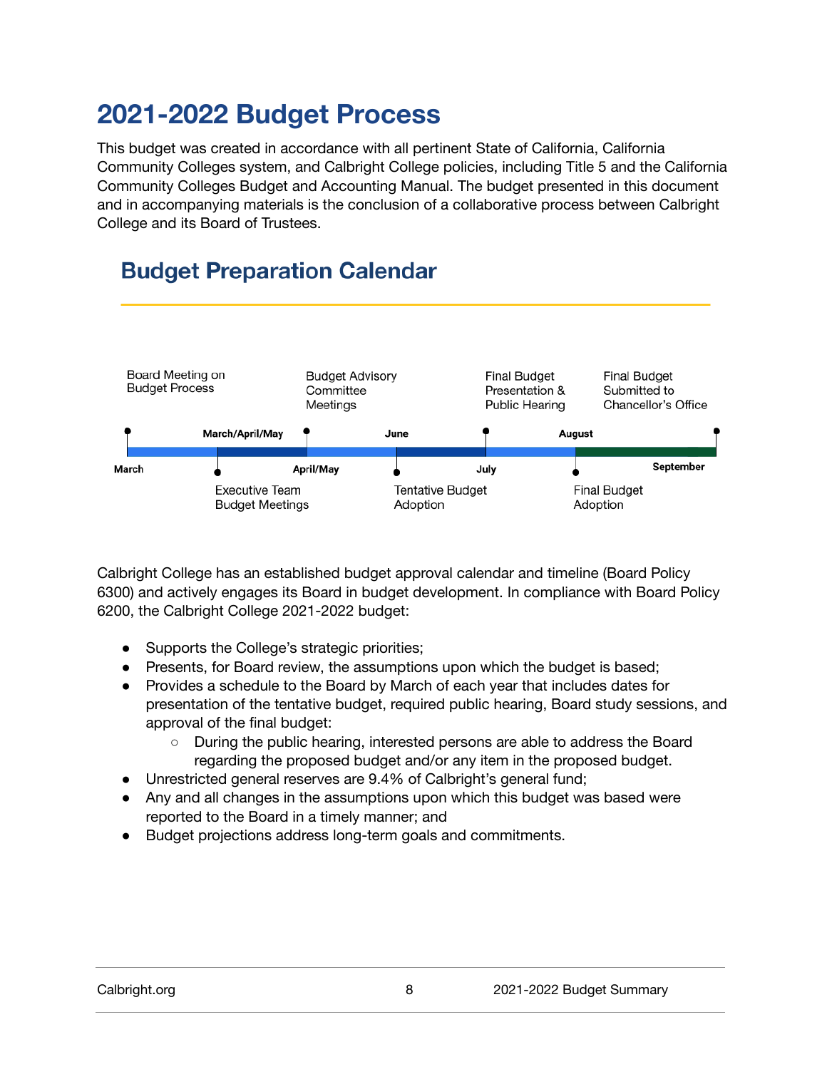# 2021-2022 Budget Process

This budget was created in accordance with all pertinent State of California, California Community Colleges system, and Calbright College policies, including Title 5 and the California Community Colleges Budget and Accounting Manual. The budget presented in this document and in accompanying materials is the conclusion of a collaborative process between Calbright College and its Board of Trustees.

## Budget Preparation Calendar

| Timing | Milestone |
|---|---|
| March | Board Meeting on Budget Process |
| March/April/May | Executive Team Budget Meetings |
| April/May | Budget Advisory Committee Meetings |
| June | Tentative Budget Adoption |
| July | Final Budget Presentation & Public Hearing |
| August | Final Budget Adoption |
| September | Final Budget Submitted to Chancellor's Office |

Calbright College has an established budget approval calendar and timeline (Board Policy 6300) and actively engages its Board in budget development. In compliance with Board Policy 6200, the Calbright College 2021-2022 budget:

- Supports the College's strategic priorities;
- Presents, for Board review, the assumptions upon which the budget is based;
- Provides a schedule to the Board by March of each year that includes dates for presentation of the tentative budget, required public hearing, Board study sessions, and approval of the final budget:
  - During the public hearing, interested persons are able to address the Board regarding the proposed budget and/or any item in the proposed budget.
- Unrestricted general reserves are 9.4% of Calbright's general fund;
- Any and all changes in the assumptions upon which this budget was based were reported to the Board in a timely manner; and
- Budget projections address long-term goals and commitments.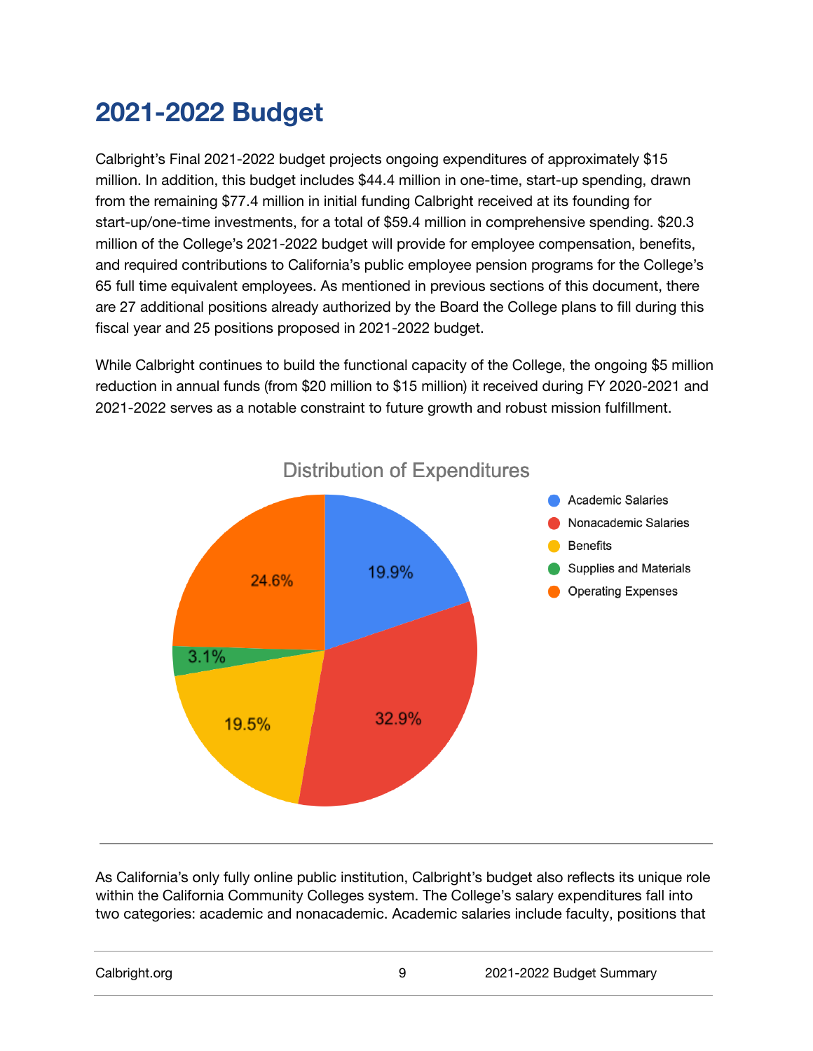# 2021-2022 Budget

Calbright's Final 2021-2022 budget projects ongoing expenditures of approximately $15 million. In addition, this budget includes $44.4 million in one-time, start-up spending, drawn from the remaining $77.4 million in initial funding Calbright received at its founding for start-up/one-time investments, for a total of $59.4 million in comprehensive spending. $20.3 million of the College's 2021-2022 budget will provide for employee compensation, benefits, and required contributions to California's public employee pension programs for the College's 65 full time equivalent employees. As mentioned in previous sections of this document, there are 27 additional positions already authorized by the Board the College plans to fill during this fiscal year and 25 positions proposed in 2021-2022 budget.

While Calbright continues to build the functional capacity of the College, the ongoing $5 million reduction in annual funds (from $20 million to $15 million) it received during FY 2020-2021 and 2021-2022 serves as a notable constraint to future growth and robust mission fulfillment.

**Distribution of Expenditures**

| Category | Share |
|---|---|
| Academic Salaries | 19.9% |
| Nonacademic Salaries | 32.9% |
| Benefits | 19.5% |
| Supplies and Materials | 3.1% |
| Operating Expenses | 24.6% |

---

As California's only fully online public institution, Calbright's budget also reflects its unique role within the California Community Colleges system. The College's salary expenditures fall into two categories: academic and nonacademic. Academic salaries include faculty, positions that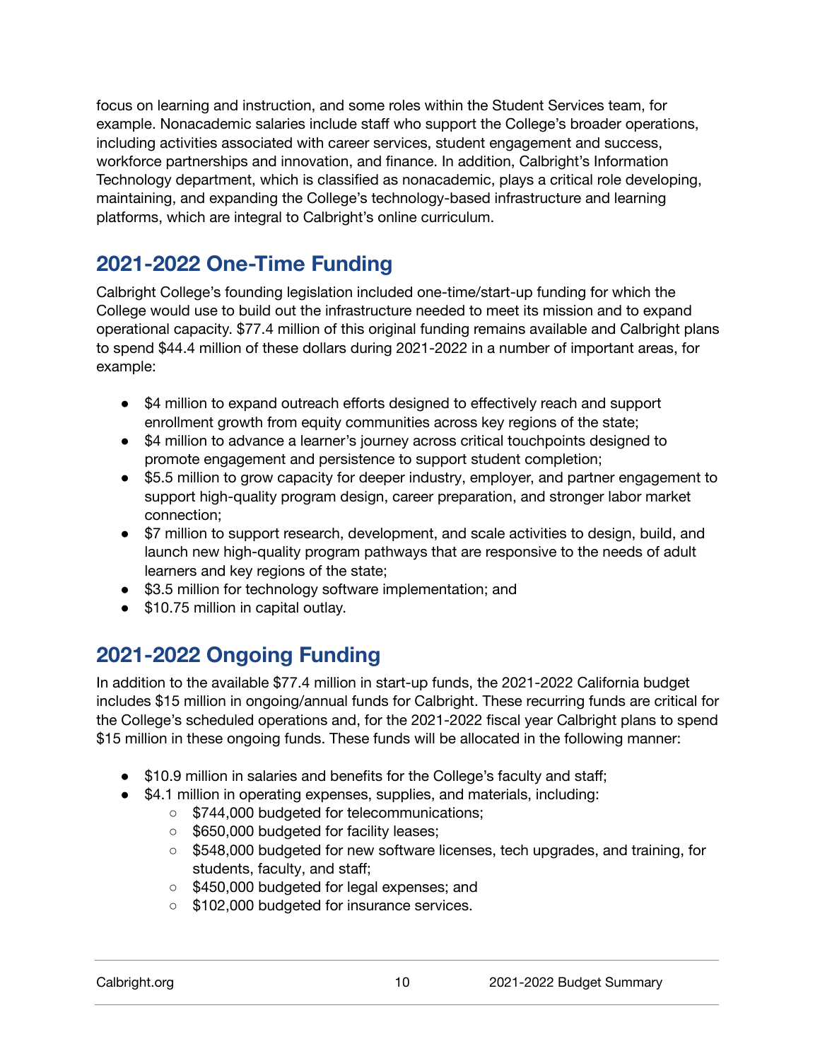focus on learning and instruction, and some roles within the Student Services team, for example. Nonacademic salaries include staff who support the College's broader operations, including activities associated with career services, student engagement and success, workforce partnerships and innovation, and finance. In addition, Calbright's Information Technology department, which is classified as nonacademic, plays a critical role developing, maintaining, and expanding the College's technology-based infrastructure and learning platforms, which are integral to Calbright's online curriculum.

## 2021-2022 One-Time Funding

Calbright College's founding legislation included one-time/start-up funding for which the College would use to build out the infrastructure needed to meet its mission and to expand operational capacity. $77.4 million of this original funding remains available and Calbright plans to spend $44.4 million of these dollars during 2021-2022 in a number of important areas, for example:

- $4 million to expand outreach efforts designed to effectively reach and support enrollment growth from equity communities across key regions of the state;
- $4 million to advance a learner's journey across critical touchpoints designed to promote engagement and persistence to support student completion;
- $5.5 million to grow capacity for deeper industry, employer, and partner engagement to support high-quality program design, career preparation, and stronger labor market connection;
- $7 million to support research, development, and scale activities to design, build, and launch new high-quality program pathways that are responsive to the needs of adult learners and key regions of the state;
- $3.5 million for technology software implementation; and
- $10.75 million in capital outlay.

## 2021-2022 Ongoing Funding

In addition to the available $77.4 million in start-up funds, the 2021-2022 California budget includes $15 million in ongoing/annual funds for Calbright. These recurring funds are critical for the College's scheduled operations and, for the 2021-2022 fiscal year Calbright plans to spend $15 million in these ongoing funds. These funds will be allocated in the following manner:

- $10.9 million in salaries and benefits for the College's faculty and staff;
- $4.1 million in operating expenses, supplies, and materials, including:
  - $744,000 budgeted for telecommunications;
  - $650,000 budgeted for facility leases;
  - $548,000 budgeted for new software licenses, tech upgrades, and training, for students, faculty, and staff;
  - $450,000 budgeted for legal expenses; and
  - $102,000 budgeted for insurance services.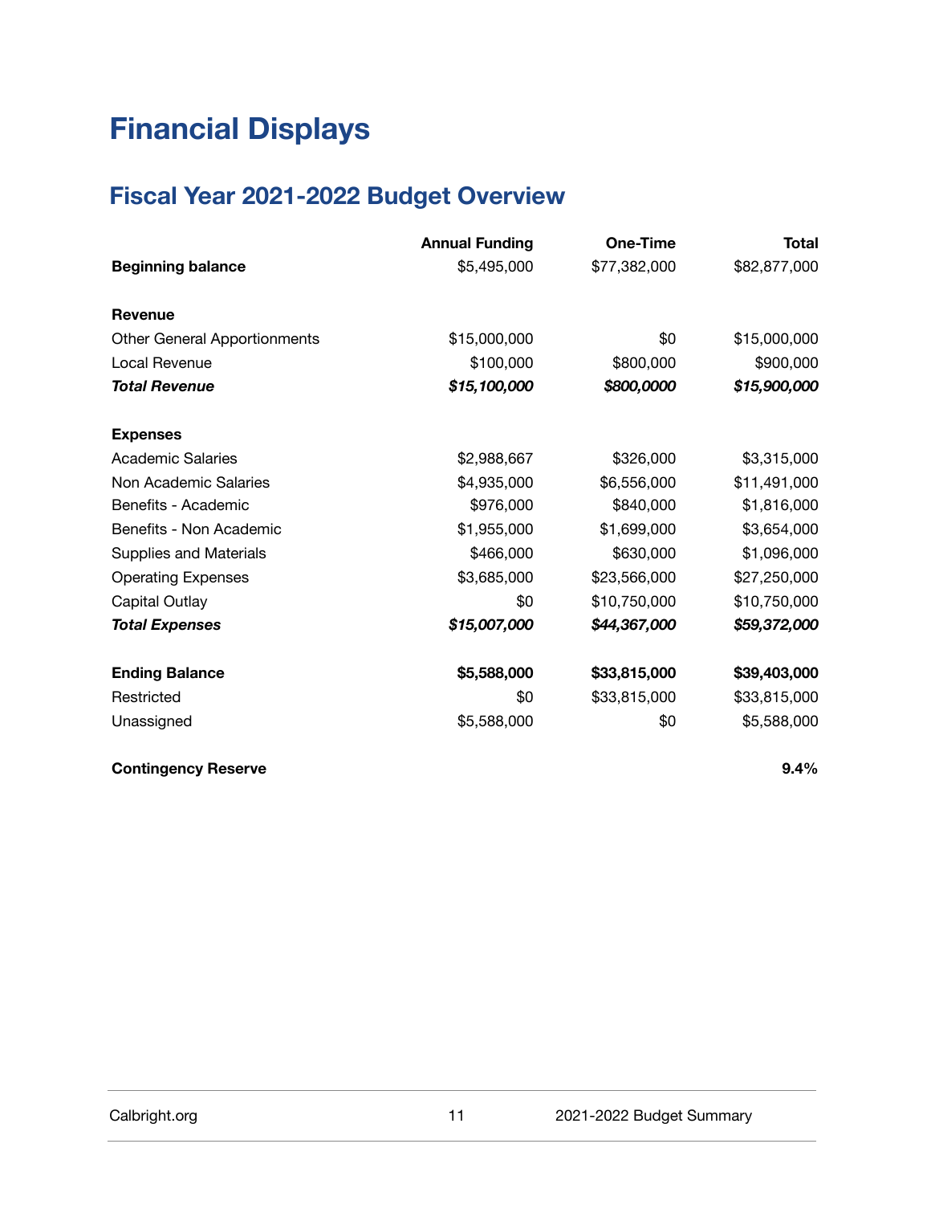# Financial Displays

## Fiscal Year 2021-2022 Budget Overview

| | Annual Funding | One-Time | Total |
|---|---|---|---|
| **Beginning balance** | $5,495,000 | $77,382,000 | $82,877,000 |
| | | | |
| **Revenue** | | | |
| Other General Apportionments | $15,000,000 | $0 | $15,000,000 |
| Local Revenue | $100,000 | $800,000 | $900,000 |
| ***Total Revenue*** | ***$15,100,000*** | ***$800,0000*** | ***$15,900,000*** |
| | | | |
| **Expenses** | | | |
| Academic Salaries | $2,988,667 | $326,000 | $3,315,000 |
| Non Academic Salaries | $4,935,000 | $6,556,000 | $11,491,000 |
| Benefits - Academic | $976,000 | $840,000 | $1,816,000 |
| Benefits - Non Academic | $1,955,000 | $1,699,000 | $3,654,000 |
| Supplies and Materials | $466,000 | $630,000 | $1,096,000 |
| Operating Expenses | $3,685,000 | $23,566,000 | $27,250,000 |
| Capital Outlay | $0 | $10,750,000 | $10,750,000 |
| ***Total Expenses*** | ***$15,007,000*** | ***$44,367,000*** | ***$59,372,000*** |
| | | | |
| **Ending Balance** | **$5,588,000** | **$33,815,000** | **$39,403,000** |
| Restricted | $0 | $33,815,000 | $33,815,000 |
| Unassigned | $5,588,000 | $0 | $5,588,000 |
| | | | |
| **Contingency Reserve** | | | **9.4%** |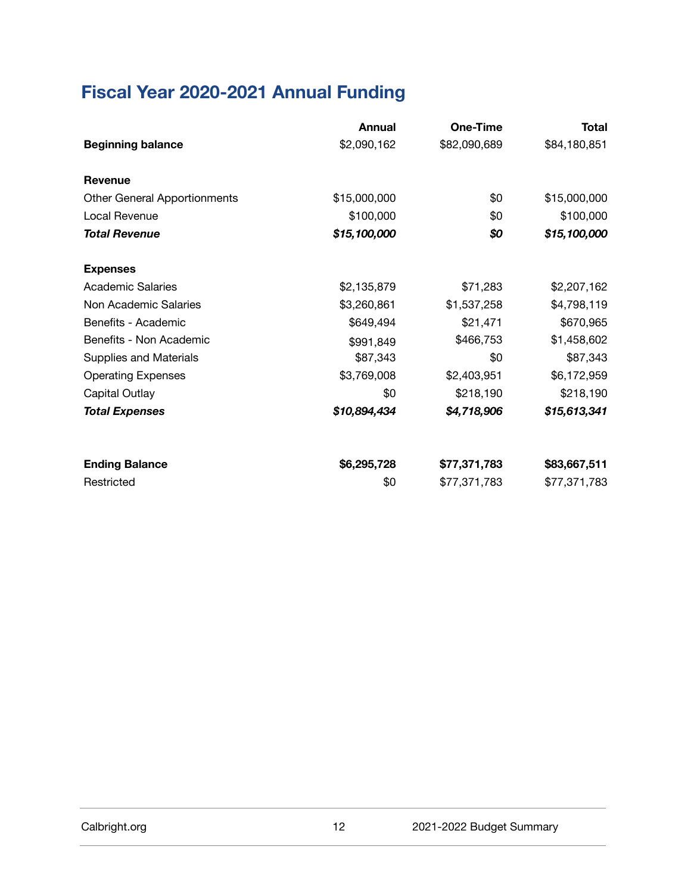# Fiscal Year 2020-2021 Annual Funding

| | Annual | One-Time | Total |
|---|---|---|---|
| **Beginning balance** | $2,090,162 | $82,090,689 | $84,180,851 |
| | | | |
| **Revenue** | | | |
| Other General Apportionments | $15,000,000 | $0 | $15,000,000 |
| Local Revenue | $100,000 | $0 | $100,000 |
| ***Total Revenue*** | ***$15,100,000*** | ***$0*** | ***$15,100,000*** |
| | | | |
| **Expenses** | | | |
| Academic Salaries | $2,135,879 | $71,283 | $2,207,162 |
| Non Academic Salaries | $3,260,861 | $1,537,258 | $4,798,119 |
| Benefits - Academic | $649,494 | $21,471 | $670,965 |
| Benefits - Non Academic | $991,849 | $466,753 | $1,458,602 |
| Supplies and Materials | $87,343 | $0 | $87,343 |
| Operating Expenses | $3,769,008 | $2,403,951 | $6,172,959 |
| Capital Outlay | $0 | $218,190 | $218,190 |
| ***Total Expenses*** | ***$10,894,434*** | ***$4,718,906*** | ***$15,613,341*** |
| | | | |
| **Ending Balance** | **$6,295,728** | **$77,371,783** | **$83,667,511** |
| Restricted | $0 | $77,371,783 | $77,371,783 |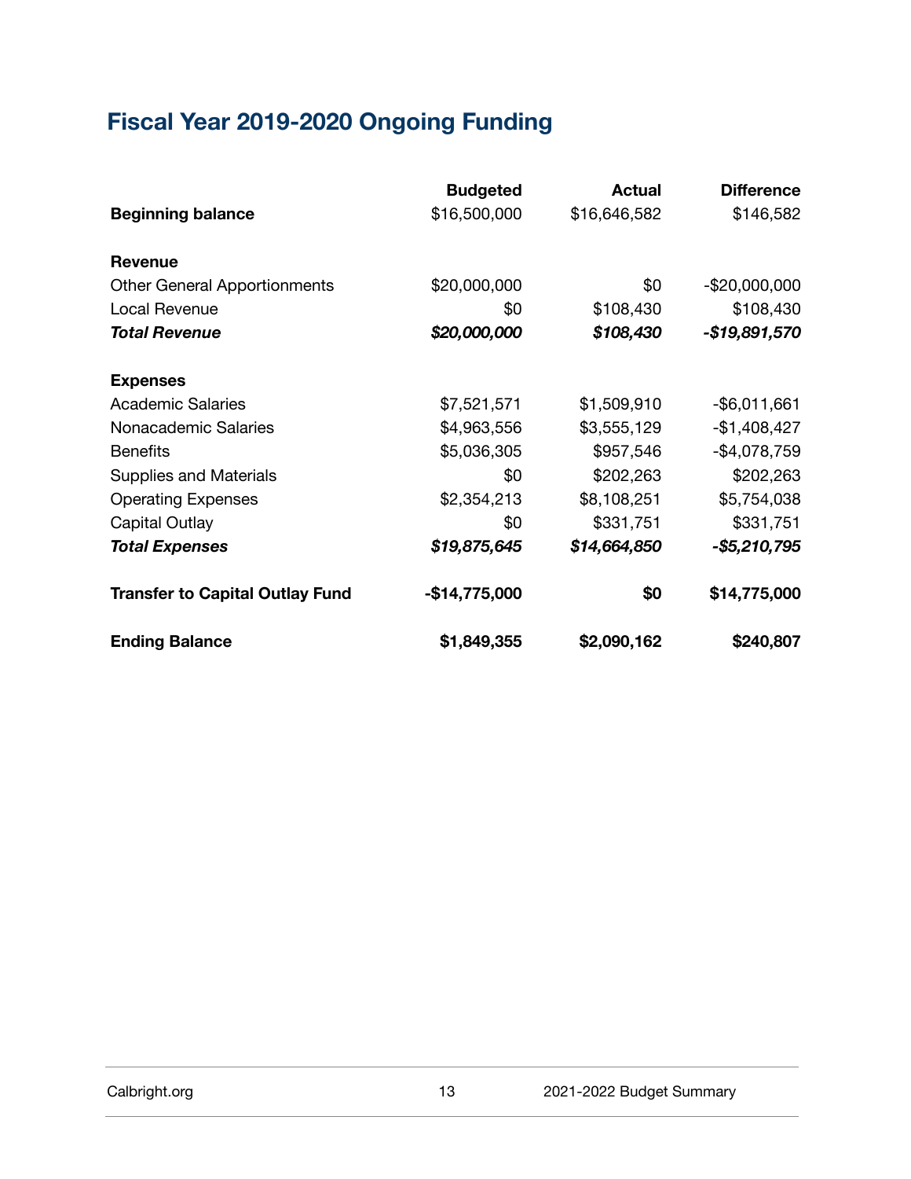## Fiscal Year 2019-2020 Ongoing Funding

| | Budgeted | Actual | Difference |
|---|---|---|---|
| **Beginning balance** | $16,500,000 | $16,646,582 | $146,582 |
| | | | |
| **Revenue** | | | |
| Other General Apportionments | $20,000,000 | $0 | -$20,000,000 |
| Local Revenue | $0 | $108,430 | $108,430 |
| ***Total Revenue*** | ***$20,000,000*** | ***$108,430*** | ***-$19,891,570*** |
| | | | |
| **Expenses** | | | |
| Academic Salaries | $7,521,571 | $1,509,910 | -$6,011,661 |
| Nonacademic Salaries | $4,963,556 | $3,555,129 | -$1,408,427 |
| Benefits | $5,036,305 | $957,546 | -$4,078,759 |
| Supplies and Materials | $0 | $202,263 | $202,263 |
| Operating Expenses | $2,354,213 | $8,108,251 | $5,754,038 |
| Capital Outlay | $0 | $331,751 | $331,751 |
| ***Total Expenses*** | ***$19,875,645*** | ***$14,664,850*** | ***-$5,210,795*** |
| | | | |
| **Transfer to Capital Outlay Fund** | **-$14,775,000** | **$0** | **$14,775,000** |
| | | | |
| **Ending Balance** | **$1,849,355** | **$2,090,162** | **$240,807** |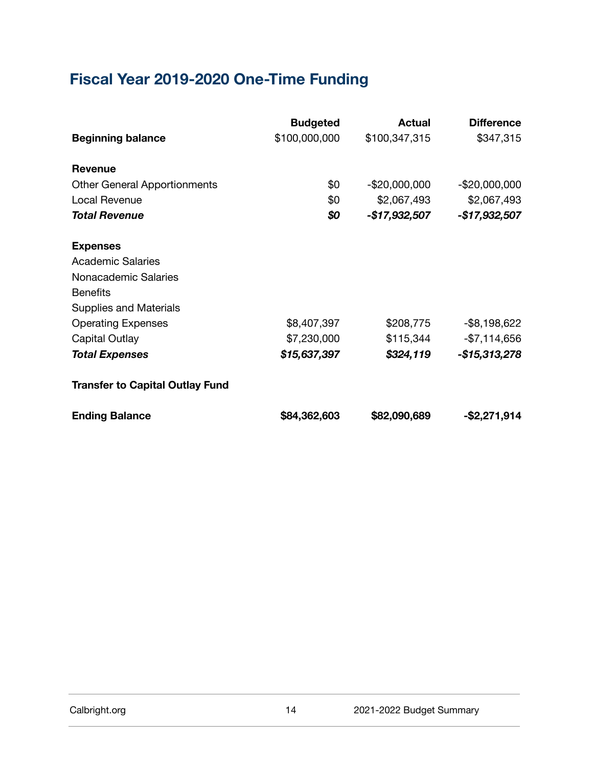## Fiscal Year 2019-2020 One-Time Funding

| | Budgeted | Actual | Difference |
|---|---|---|---|
| **Beginning balance** | $100,000,000 | $100,347,315 | $347,315 |
| | | | |
| **Revenue** | | | |
| Other General Apportionments | $0 | -$20,000,000 | -$20,000,000 |
| Local Revenue | $0 | $2,067,493 | $2,067,493 |
| ***Total Revenue*** | ***$0*** | ***-$17,932,507*** | ***-$17,932,507*** |
| | | | |
| **Expenses** | | | |
| Academic Salaries | | | |
| Nonacademic Salaries | | | |
| Benefits | | | |
| Supplies and Materials | | | |
| Operating Expenses | $8,407,397 | $208,775 | -$8,198,622 |
| Capital Outlay | $7,230,000 | $115,344 | -$7,114,656 |
| ***Total Expenses*** | ***$15,637,397*** | ***$324,119*** | ***-$15,313,278*** |
| | | | |
| **Transfer to Capital Outlay Fund** | | | |
| | | | |
| **Ending Balance** | **$84,362,603** | **$82,090,689** | **-$2,271,914** |